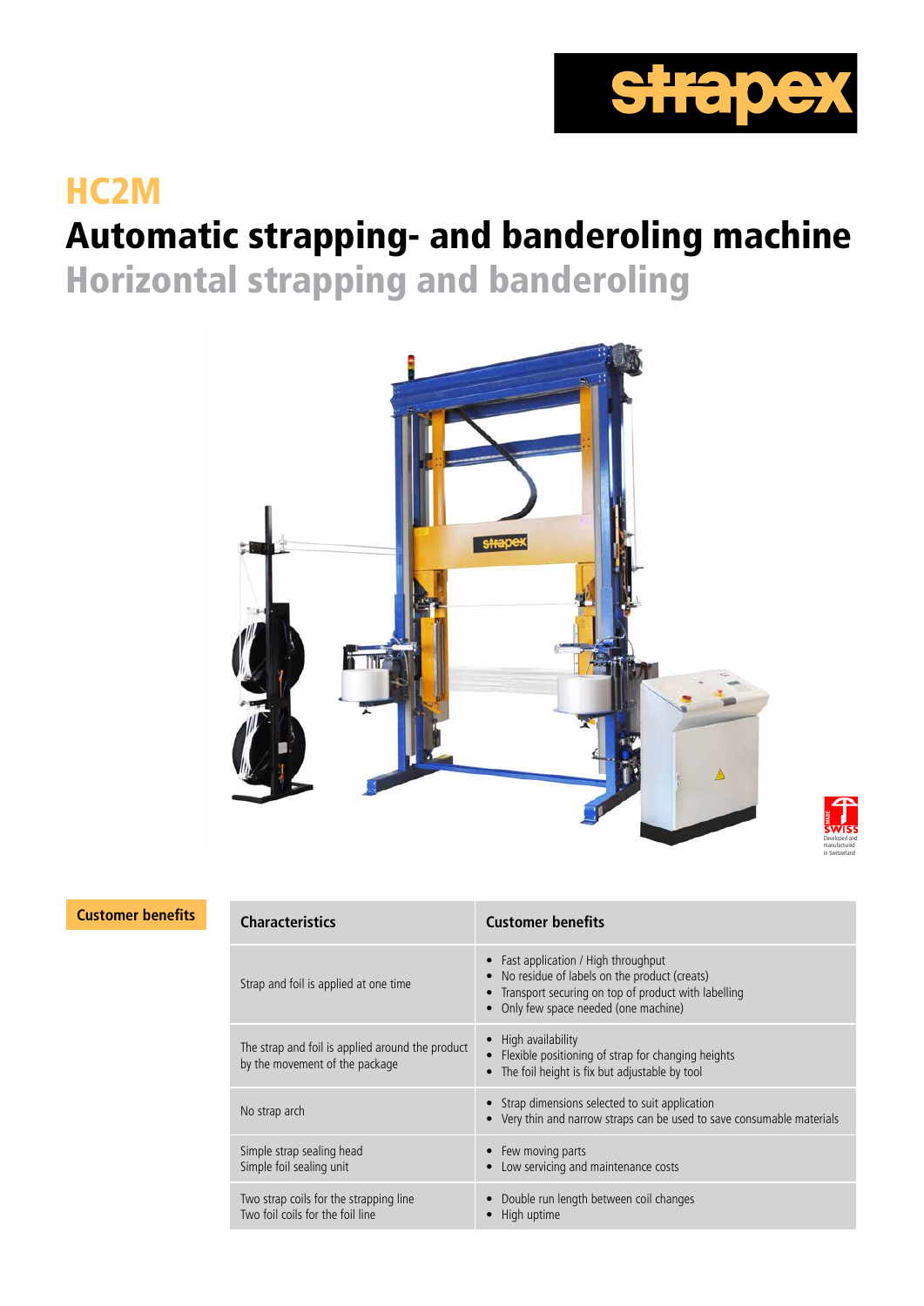strapex

# HC2M

## Automatic strapping- and banderoling machine

## Horizontal strapping and banderoling

Swiss made – Developed and manufactured in Switzerland

**Customer benefits**

| Characteristics | Customer benefits |
|---|---|
| Strap and foil is applied at one time | • Fast application / High throughput<br>• No residue of labels on the product (creats)<br>• Transport securing on top of product with labelling<br>• Only few space needed (one machine) |
| The strap and foil is applied around the product by the movement of the package | • High availability<br>• Flexible positioning of strap for changing heights<br>• The foil height is fix but adjustable by tool |
| No strap arch | • Strap dimensions selected to suit application<br>• Very thin and narrow straps can be used to save consumable materials |
| Simple strap sealing head<br>Simple foil sealing unit | • Few moving parts<br>• Low servicing and maintenance costs |
| Two strap coils for the strapping line<br>Two foil coils for the foil line | • Double run length between coil changes<br>• High uptime |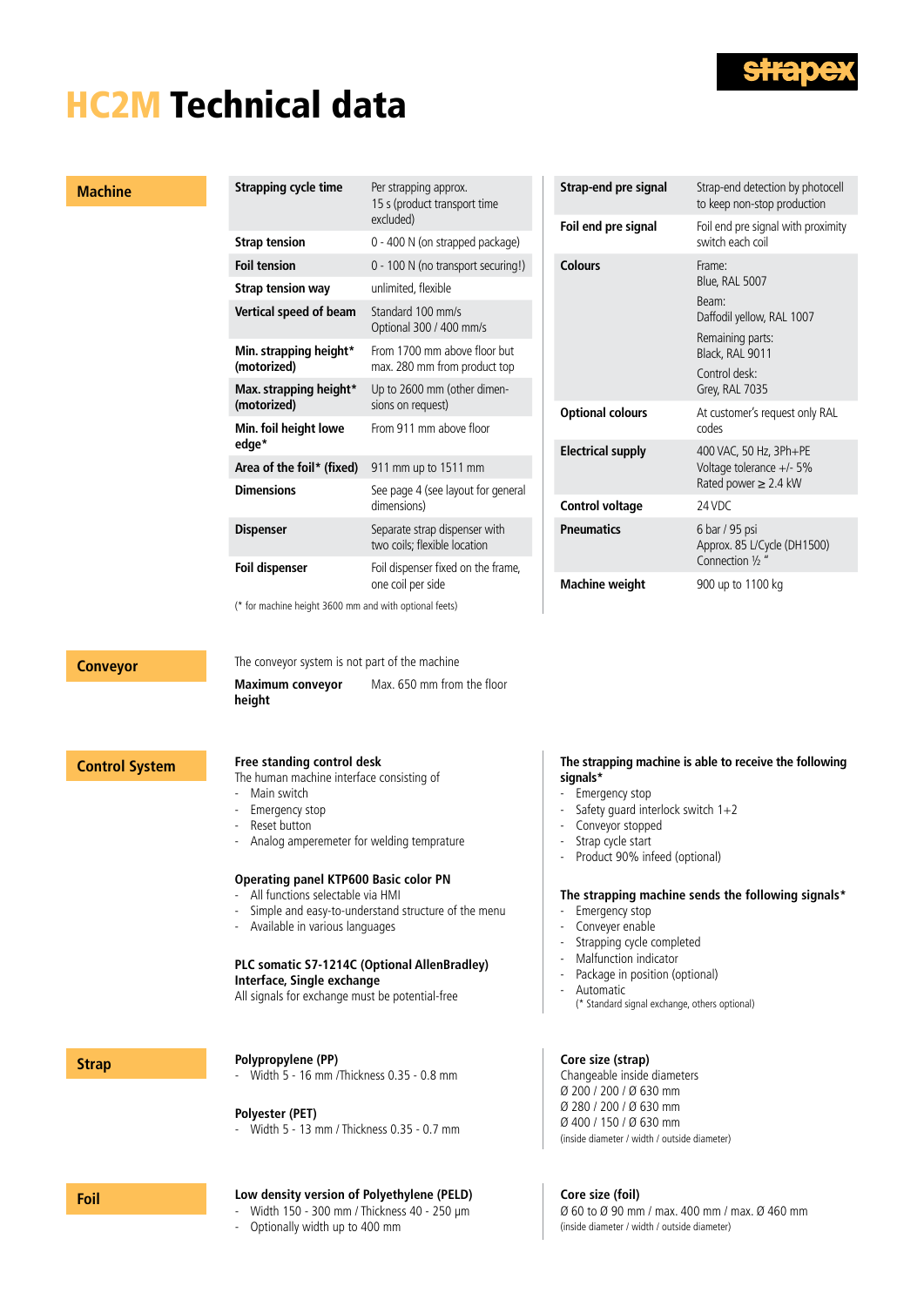# HC2M Technical data

## Machine

| | |
|---|---|
| **Strapping cycle time** | Per strapping approx. 15 s (product transport time excluded) |
| **Strap tension** | 0 - 400 N (on strapped package) |
| **Foil tension** | 0 - 100 N (no transport securing!) |
| **Strap tension way** | unlimited, flexible |
| **Vertical speed of beam** | Standard 100 mm/s<br>Optional 300 / 400 mm/s |
| **Min. strapping height* (motorized)** | From 1700 mm above floor but max. 280 mm from product top |
| **Max. strapping height* (motorized)** | Up to 2600 mm (other dimensions on request) |
| **Min. foil height lowe edge*** | From 911 mm above floor |
| **Area of the foil* (fixed)** | 911 mm up to 1511 mm |
| **Dimensions** | See page 4 (see layout for general dimensions) |
| **Dispenser** | Separate strap dispenser with two coils; flexible location |
| **Foil dispenser** | Foil dispenser fixed on the frame, one coil per side |

(* for machine height 3600 mm and with optional feets)

| | |
|---|---|
| **Strap-end pre signal** | Strap-end detection by photocell to keep non-stop production |
| **Foil end pre signal** | Foil end pre signal with proximity switch each coil |
| **Colours** | Frame:<br>Blue, RAL 5007<br>Beam:<br>Daffodil yellow, RAL 1007<br>Remaining parts:<br>Black, RAL 9011<br>Control desk:<br>Grey, RAL 7035 |
| **Optional colours** | At customer's request only RAL codes |
| **Electrical supply** | 400 VAC, 50 Hz, 3Ph+PE<br>Voltage tolerance +/- 5%<br>Rated power ≥ 2.4 kW |
| **Control voltage** | 24 VDC |
| **Pneumatics** | 6 bar / 95 psi<br>Approx. 85 L/Cycle (DH1500)<br>Connection ½ " |
| **Machine weight** | 900 up to 1100 kg |

## Conveyor

The conveyor system is not part of the machine

| | |
|---|---|
| **Maximum conveyor height** | Max. 650 mm from the floor |

## Control System

**Free standing control desk**
The human machine interface consisting of
- Main switch
- Emergency stop
- Reset button
- Analog amperemeter for welding temprature

**Operating panel KTP600 Basic color PN**
- All functions selectable via HMI
- Simple and easy-to-understand structure of the menu
- Available in various languages

**PLC somatic S7-1214C (Optional AllenBradley) Interface, Single exchange**
All signals for exchange must be potential-free

**The strapping machine is able to receive the following signals***
- Emergency stop
- Safety guard interlock switch 1+2
- Conveyor stopped
- Strap cycle start
- Product 90% infeed (optional)

**The strapping machine sends the following signals***
- Emergency stop
- Conveyer enable
- Strapping cycle completed
- Malfunction indicator
- Package in position (optional)
- Automatic

(* Standard signal exchange, others optional)

## Strap

**Polypropylene (PP)**
- Width 5 - 16 mm /Thickness 0.35 - 0.8 mm

**Polyester (PET)**
- Width 5 - 13 mm / Thickness 0.35 - 0.7 mm

**Core size (strap)**
Changeable inside diameters
Ø 200 / 200 / Ø 630 mm
Ø 280 / 200 / Ø 630 mm
Ø 400 / 150 / Ø 630 mm
(inside diameter / width / outside diameter)

## Foil

**Low density version of Polyethylene (PELD)**
- Width 150 - 300 mm / Thickness 40 - 250 µm
- Optionally width up to 400 mm

**Core size (foil)**
Ø 60 to Ø 90 mm / max. 400 mm / max. Ø 460 mm
(inside diameter / width / outside diameter)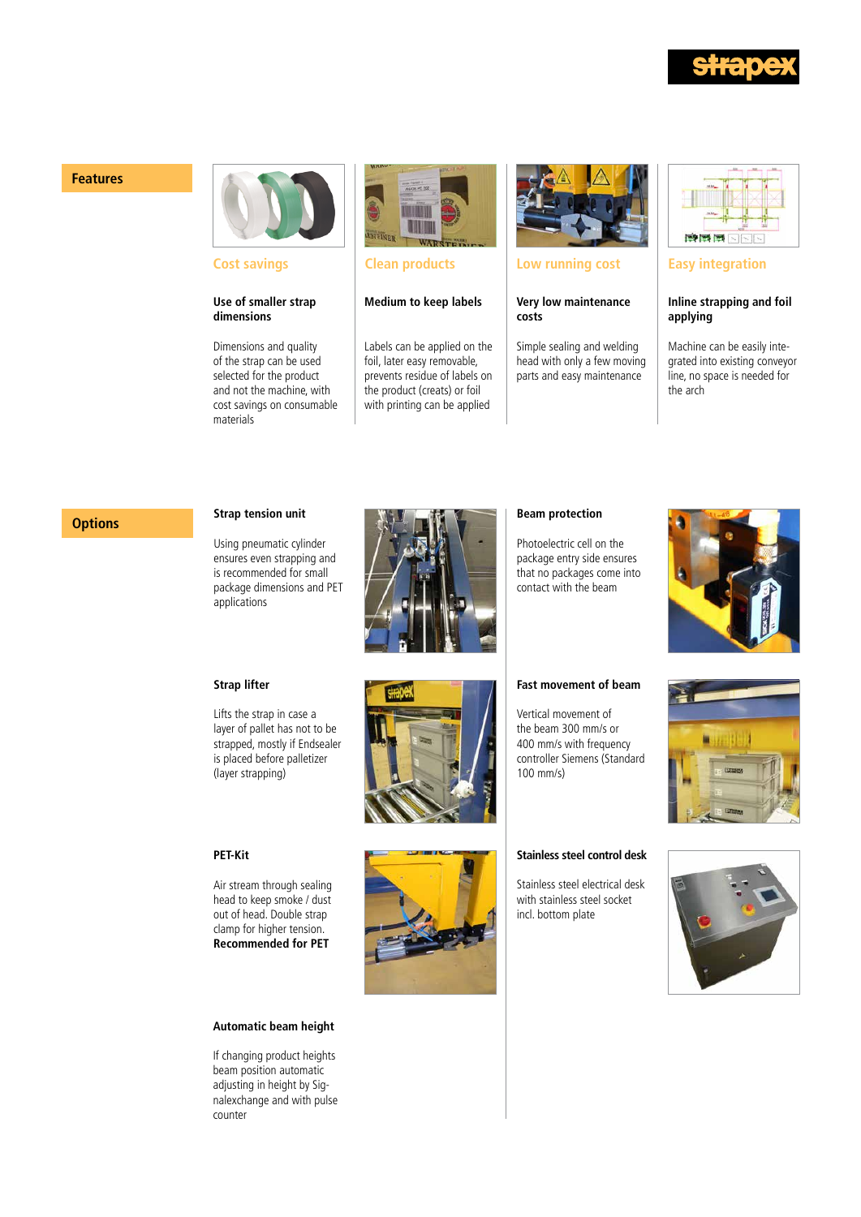## Features

### Cost savings

**Use of smaller strap dimensions**

Dimensions and quality of the strap can be used selected for the product and not the machine, with cost savings on consumable materials

### Clean products

**Medium to keep labels**

Labels can be applied on the foil, later easy removable, prevents residue of labels on the product (creats) or foil with printing can be applied

### Low running cost

**Very low maintenance costs**

Simple sealing and welding head with only a few moving parts and easy maintenance

### Easy integration

**Inline strapping and foil applying**

Machine can be easily integrated into existing conveyor line, no space is needed for the arch

## Options

**Strap tension unit**

Using pneumatic cylinder ensures even strapping and is recommended for small package dimensions and PET applications

**Beam protection**

Photoelectric cell on the package entry side ensures that no packages come into contact with the beam

**Strap lifter**

Lifts the strap in case a layer of pallet has not to be strapped, mostly if Endsealer is placed before palletizer (layer strapping)

**Fast movement of beam**

Vertical movement of the beam 300 mm/s or 400 mm/s with frequency controller Siemens (Standard 100 mm/s)

**PET-Kit**

Air stream through sealing head to keep smoke / dust out of head. Double strap clamp for higher tension.
**Recommended for PET**

**Stainless steel control desk**

Stainless steel electrical desk with stainless steel socket incl. bottom plate

**Automatic beam height**

If changing product heights beam position automatic adjusting in height by Signalexchange and with pulse counter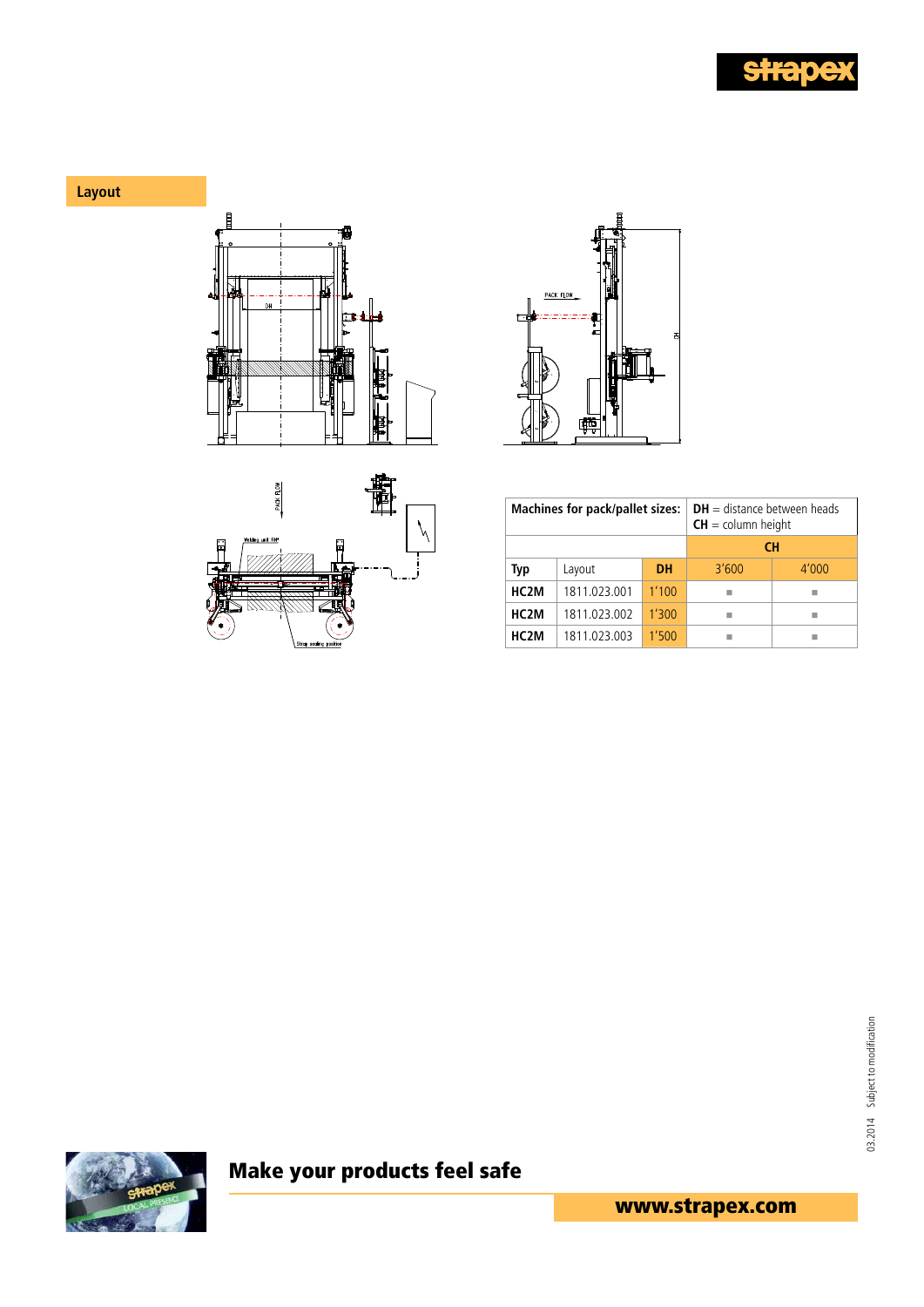## Layout

PACK FLOW

DH

PACK FLOW

CH

Welding unit RH

Strap sealing position

| Machines for pack/pallet sizes: | | | DH = distance between heads<br>CH = column height | |
|---|---|---|---|---|
| | | | CH | |
| Typ | Layout | DH | 3'600 | 4'000 |
| HC2M | 1811.023.001 | 1'100 | ▪ | ▪ |
| HC2M | 1811.023.002 | 1'300 | ▪ | ▪ |
| HC2M | 1811.023.003 | 1'500 | ▪ | ▪ |

03.2014 Subject to modification

**Make your products feel safe**

**www.strapex.com**